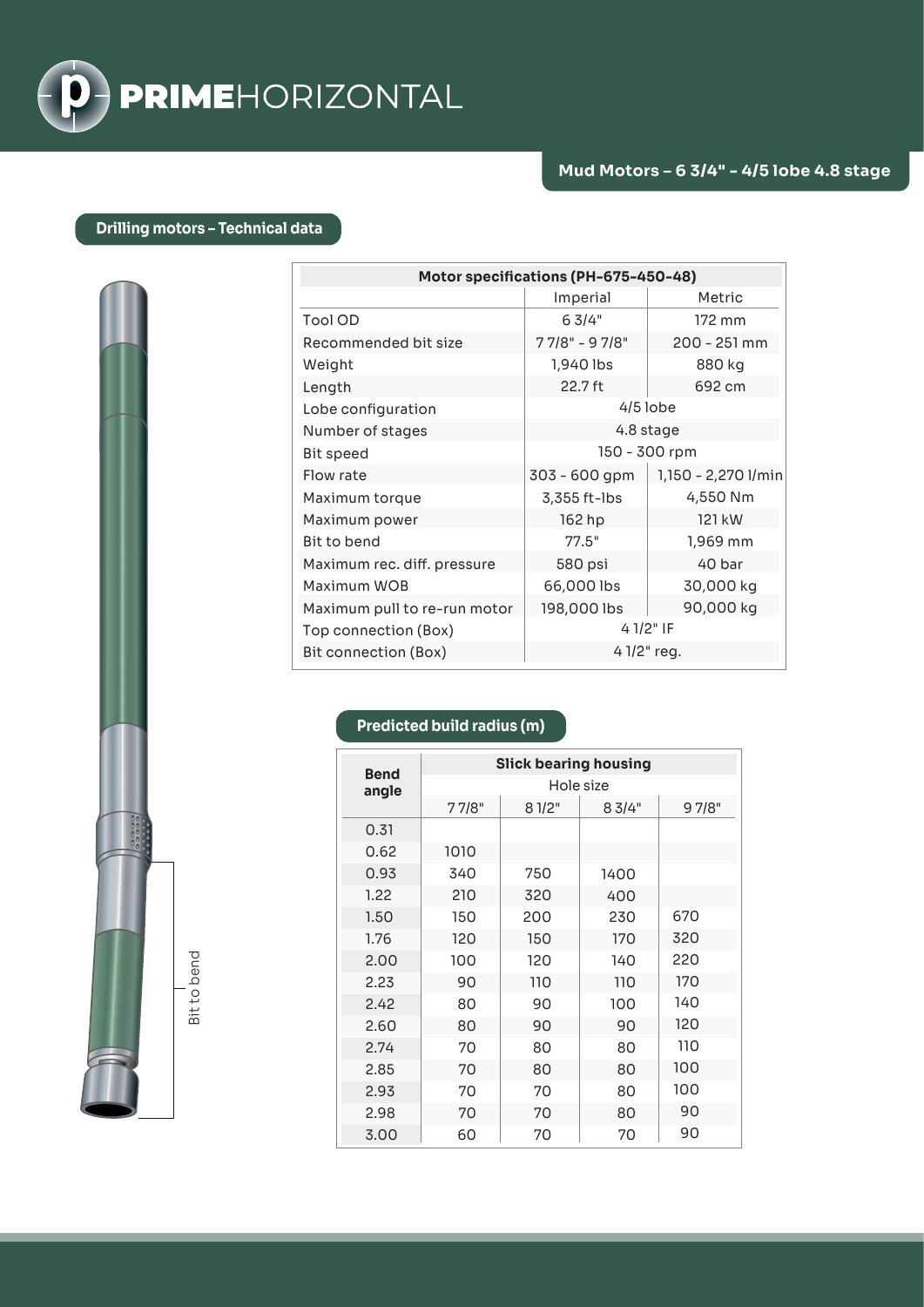# PRIMEHORIZONTAL

## Mud Motors – 6 3/4" - 4/5 lobe 4.8 stage

### Drilling motors – Technical data

| Motor specifications (PH-675-450-48) | | |
|---|---|---|
| | Imperial | Metric |
| Tool OD | 6 3/4" | 172 mm |
| Recommended bit size | 7 7/8" - 9 7/8" | 200 - 251 mm |
| Weight | 1,940 lbs | 880 kg |
| Length | 22.7 ft | 692 cm |
| Lobe configuration | 4/5 lobe | |
| Number of stages | 4.8 stage | |
| Bit speed | 150 - 300 rpm | |
| Flow rate | 303 - 600 gpm | 1,150 - 2,270 l/min |
| Maximum torque | 3,355 ft-lbs | 4,550 Nm |
| Maximum power | 162 hp | 121 kW |
| Bit to bend | 77.5" | 1,969 mm |
| Maximum rec. diff. pressure | 580 psi | 40 bar |
| Maximum WOB | 66,000 lbs | 30,000 kg |
| Maximum pull to re-run motor | 198,000 lbs | 90,000 kg |
| Top connection (Box) | 4 1/2" IF | |
| Bit connection (Box) | 4 1/2" reg. | |

Bit to bend

### Predicted build radius (m)

| Bend angle | Slick bearing housing | | | |
|---|---|---|---|---|
| | Hole size | | | |
| | 7 7/8" | 8 1/2" | 8 3/4" | 9 7/8" |
| 0.31 | | | | |
| 0.62 | 1010 | | | |
| 0.93 | 340 | 750 | 1400 | |
| 1.22 | 210 | 320 | 400 | |
| 1.50 | 150 | 200 | 230 | 670 |
| 1.76 | 120 | 150 | 170 | 320 |
| 2.00 | 100 | 120 | 140 | 220 |
| 2.23 | 90 | 110 | 110 | 170 |
| 2.42 | 80 | 90 | 100 | 140 |
| 2.60 | 80 | 90 | 90 | 120 |
| 2.74 | 70 | 80 | 80 | 110 |
| 2.85 | 70 | 80 | 80 | 100 |
| 2.93 | 70 | 70 | 80 | 100 |
| 2.98 | 70 | 70 | 80 | 90 |
| 3.00 | 60 | 70 | 70 | 90 |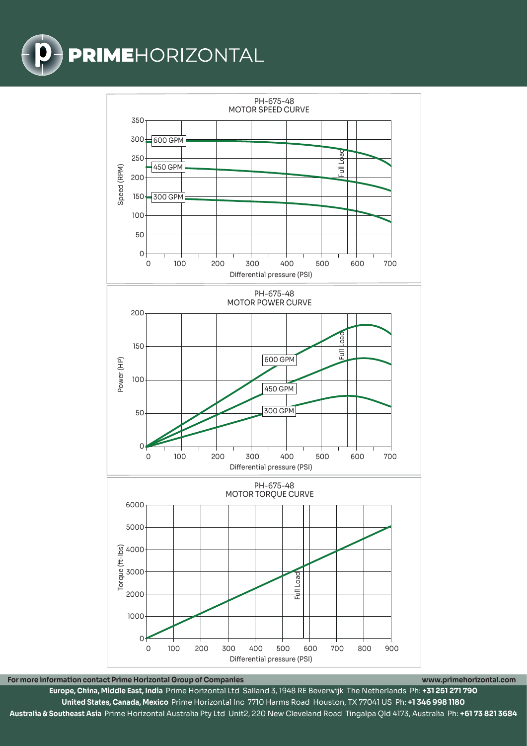PRIMEHORIZONTAL

PH-675-48
MOTOR SPEED CURVE

Speed (RPM)
350
300
250
200
150
100
50
0

600 GPM
450 GPM
300 GPM
Full Load

0 100 200 300 400 500 600 700
Differential pressure (PSI)

PH-675-48
MOTOR POWER CURVE

Power (HP)
200
150
100
50
0

600 GPM
450 GPM
300 GPM
Full Load

0 100 200 300 400 500 600 700
Differential pressure (PSI)

PH-675-48
MOTOR TORQUE CURVE

Torque (ft-lbs)
6000
5000
4000
3000
2000
1000
0

Full Load

0 100 200 300 400 500 600 700 800 900
Differential pressure (PSI)

**For more information contact Prime Horizontal Group of Companies** **www.primehorizontal.com**

**Europe, China, Middle East, India** Prime Horizontal Ltd Salland 3, 1948 RE Beverwijk The Netherlands Ph: **+31 251 271 790**

**United States, Canada, Mexico** Prime Horizontal Inc 7710 Harms Road Houston, TX 77041 US Ph: **+1 346 998 1180**

**Australia & Southeast Asia** Prime Horizontal Australia Pty Ltd Unit2, 220 New Cleveland Road Tingalpa Qld 4173, Australia Ph: **+61 73 821 3684**